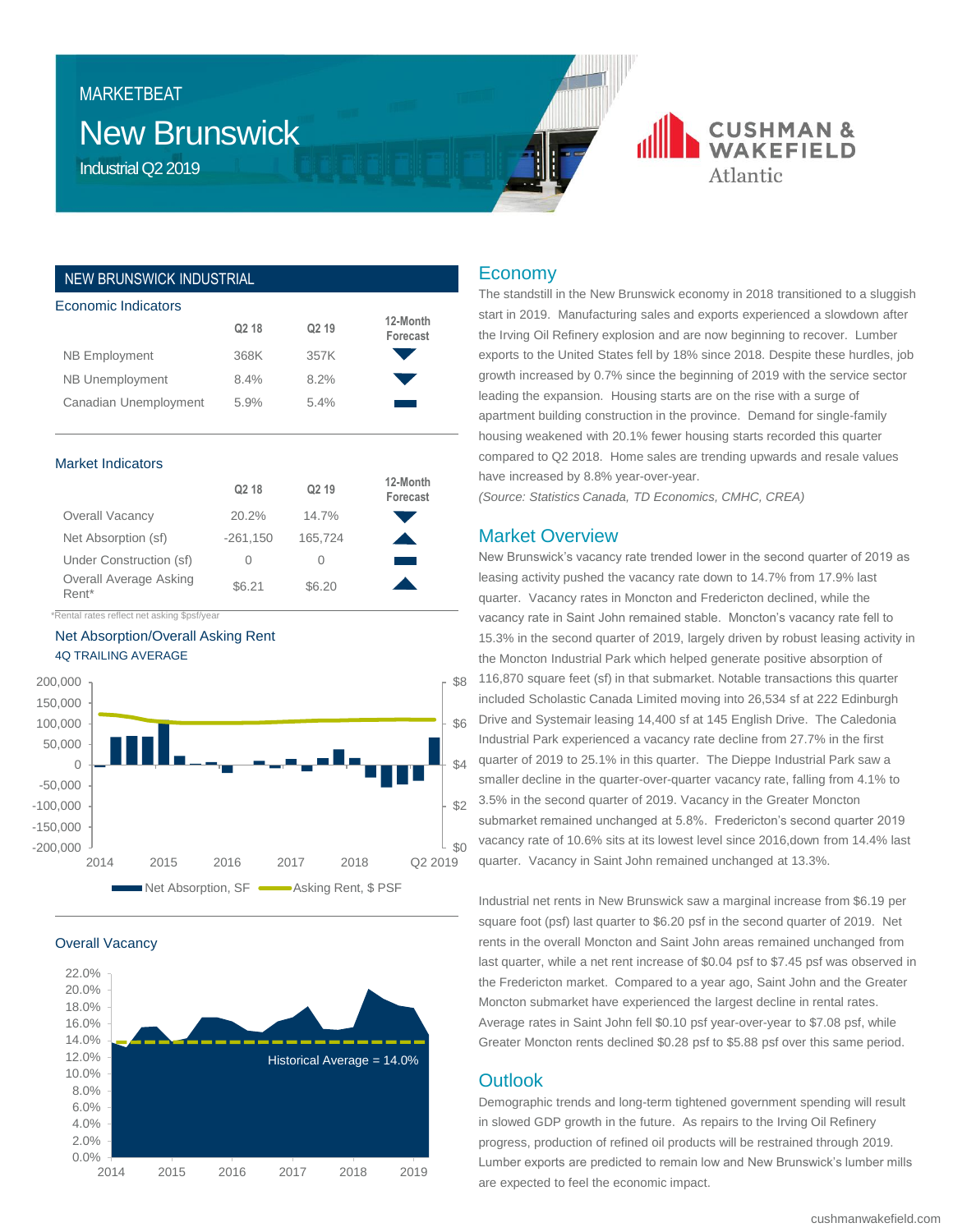# MARKETBEAT

# New Brunswick

## Industrial Q2 2019

CUSHMAN & WAKEFIELD Atlantic

## NEW BRUNSWICK INDUSTRIAL

### Economic Indicators

| | Q2 18 | Q2 19 | 12-Month Forecast |
|---|---|---|---|
| NB Employment | 368K | 357K | ▼ |
| NB Unemployment | 8.4% | 8.2% | ▼ |
| Canadian Unemployment | 5.9% | 5.4% | ▬ |

### Market Indicators

| | Q2 18 | Q2 19 | 12-Month Forecast |
|---|---|---|---|
| Overall Vacancy | 20.2% | 14.7% | ▼ |
| Net Absorption (sf) | -261,150 | 165,724 | ▲ |
| Under Construction (sf) | 0 | 0 | ▬ |
| Overall Average Asking Rent* | $6.21 | $6.20 | ▲ |

*Rental rates reflect net asking $psf/year

### Net Absorption/Overall Asking Rent

4Q TRAILING AVERAGE

Net Absorption, SF — Asking Rent, $ PSF

### Overall Vacancy

Historical Average = 14.0%

## Economy

The standstill in the New Brunswick economy in 2018 transitioned to a sluggish start in 2019. Manufacturing sales and exports experienced a slowdown after the Irving Oil Refinery explosion and are now beginning to recover. Lumber exports to the United States fell by 18% since 2018. Despite these hurdles, job growth increased by 0.7% since the beginning of 2019 with the service sector leading the expansion. Housing starts are on the rise with a surge of apartment building construction in the province. Demand for single-family housing weakened with 20.1% fewer housing starts recorded this quarter compared to Q2 2018. Home sales are trending upwards and resale values have increased by 8.8% year-over-year.

*(Source: Statistics Canada, TD Economics, CMHC, CREA)*

## Market Overview

New Brunswick's vacancy rate trended lower in the second quarter of 2019 as leasing activity pushed the vacancy rate down to 14.7% from 17.9% last quarter. Vacancy rates in Moncton and Fredericton declined, while the vacancy rate in Saint John remained stable. Moncton's vacancy rate fell to 15.3% in the second quarter of 2019, largely driven by robust leasing activity in the Moncton Industrial Park which helped generate positive absorption of 116,870 square feet (sf) in that submarket. Notable transactions this quarter included Scholastic Canada Limited moving into 26,534 sf at 222 Edinburgh Drive and Systemair leasing 14,400 sf at 145 English Drive. The Caledonia Industrial Park experienced a vacancy rate decline from 27.7% in the first quarter of 2019 to 25.1% in this quarter. The Dieppe Industrial Park saw a smaller decline in the quarter-over-quarter vacancy rate, falling from 4.1% to 3.5% in the second quarter of 2019. Vacancy in the Greater Moncton submarket remained unchanged at 5.8%. Fredericton's second quarter 2019 vacancy rate of 10.6% sits at its lowest level since 2016,down from 14.4% last quarter. Vacancy in Saint John remained unchanged at 13.3%.

Industrial net rents in New Brunswick saw a marginal increase from $6.19 per square foot (psf) last quarter to $6.20 psf in the second quarter of 2019. Net rents in the overall Moncton and Saint John areas remained unchanged from last quarter, while a net rent increase of $0.04 psf to $7.45 psf was observed in the Fredericton market. Compared to a year ago, Saint John and the Greater Moncton submarket have experienced the largest decline in rental rates. Average rates in Saint John fell $0.10 psf year-over-year to $7.08 psf, while Greater Moncton rents declined $0.28 psf to $5.88 psf over this same period.

## Outlook

Demographic trends and long-term tightened government spending will result in slowed GDP growth in the future. As repairs to the Irving Oil Refinery progress, production of refined oil products will be restrained through 2019. Lumber exports are predicted to remain low and New Brunswick's lumber mills are expected to feel the economic impact.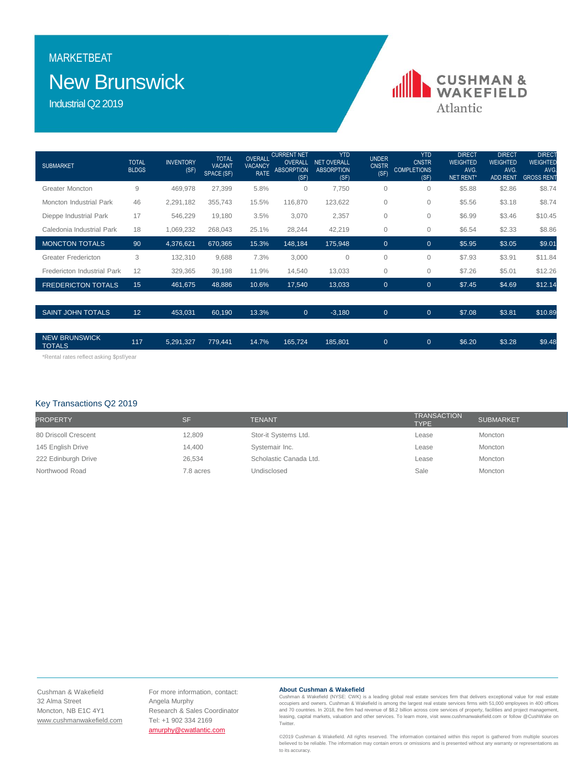MARKETBEAT

# New Brunswick

Industrial Q2 2019

CUSHMAN & WAKEFIELD Atlantic

| SUBMARKET | TOTAL BLDGS | INVENTORY (SF) | TOTAL VACANT SPACE (SF) | OVERALL VACANCY RATE | CURRENT NET OVERALL ABSORPTION (SF) | YTD NET OVERALL ABSORPTION (SF) | UNDER CNSTR (SF) | YTD CNSTR COMPLETIONS (SF) | DIRECT WEIGHTED AVG. NET RENT* | DIRECT WEIGHTED AVG. ADD RENT | DIRECT WEIGHTED AVG. GROSS RENT |
|---|---|---|---|---|---|---|---|---|---|---|---|
| Greater Moncton | 9 | 469,978 | 27,399 | 5.8% | 0 | 7,750 | 0 | 0 | $5.88 | $2.86 | $8.74 |
| Moncton Industrial Park | 46 | 2,291,182 | 355,743 | 15.5% | 116,870 | 123,622 | 0 | 0 | $5.56 | $3.18 | $8.74 |
| Dieppe Industrial Park | 17 | 546,229 | 19,180 | 3.5% | 3,070 | 2,357 | 0 | 0 | $6.99 | $3.46 | $10.45 |
| Caledonia Industrial Park | 18 | 1,069,232 | 268,043 | 25.1% | 28,244 | 42,219 | 0 | 0 | $6.54 | $2.33 | $8.86 |
| MONCTON TOTALS | 90 | 4,376,621 | 670,365 | 15.3% | 148,184 | 175,948 | 0 | 0 | $5.95 | $3.05 | $9.01 |
| Greater Fredericton | 3 | 132,310 | 9,688 | 7.3% | 3,000 | 0 | 0 | 0 | $7.93 | $3.91 | $11.84 |
| Fredericton Industrial Park | 12 | 329,365 | 39,198 | 11.9% | 14,540 | 13,033 | 0 | 0 | $7.26 | $5.01 | $12.26 |
| FREDERICTON TOTALS | 15 | 461,675 | 48,886 | 10.6% | 17,540 | 13,033 | 0 | 0 | $7.45 | $4.69 | $12.14 |
| SAINT JOHN TOTALS | 12 | 453,031 | 60,190 | 13.3% | 0 | -3,180 | 0 | 0 | $7.08 | $3.81 | $10.89 |
| NEW BRUNSWICK TOTALS | 117 | 5,291,327 | 779,441 | 14.7% | 165,724 | 185,801 | 0 | 0 | $6.20 | $3.28 | $9.48 |

*Rental rates reflect asking $psf/year

## Key Transactions Q2 2019

| PROPERTY | SF | TENANT | TRANSACTION TYPE | SUBMARKET |
|---|---|---|---|---|
| 80 Driscoll Crescent | 12,809 | Stor-it Systems Ltd. | Lease | Moncton |
| 145 English Drive | 14,400 | Systemair Inc. | Lease | Moncton |
| 222 Edinburgh Drive | 26,534 | Scholastic Canada Ltd. | Lease | Moncton |
| Northwood Road | 7.8 acres | Undisclosed | Sale | Moncton |

Cushman & Wakefield
32 Alma Street
Moncton, NB E1C 4Y1
www.cushmanwakefield.com

For more information, contact:
Angela Murphy
Research & Sales Coordinator
Tel: +1 902 334 2169
amurphy@cwatlantic.com

**About Cushman & Wakefield**

Cushman & Wakefield (NYSE: CWK) is a leading global real estate services firm that delivers exceptional value for real estate occupiers and owners. Cushman & Wakefield is among the largest real estate services firms with 51,000 employees in 400 offices and 70 countries. In 2018, the firm had revenue of $8.2 billion across core services of property, facilities and project management, leasing, capital markets, valuation and other services. To learn more, visit www.cushmanwakefield.com or follow @CushWake on Twitter.

©2019 Cushman & Wakefield. All rights reserved. The information contained within this report is gathered from multiple sources believed to be reliable. The information may contain errors or omissions and is presented without any warranty or representations as to its accuracy.